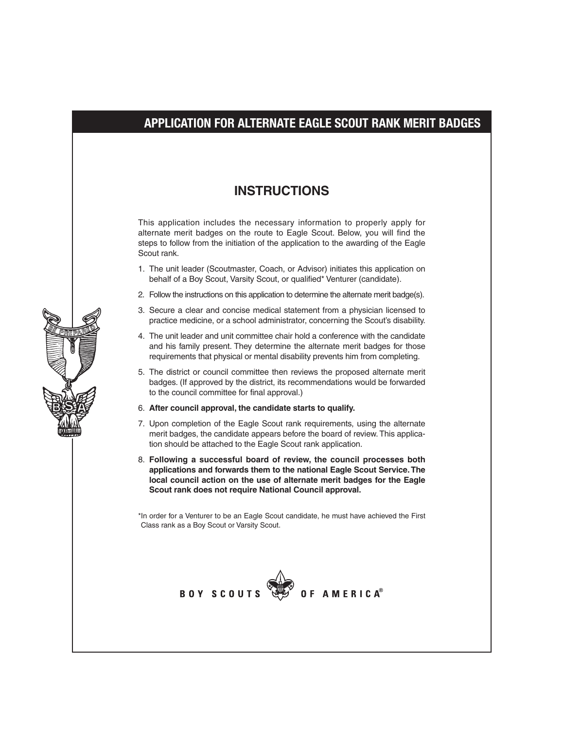# APPLICATION FOR ALTERNATE EAGLE SCOUT RANK MERIT BADGES

## INSTRUCTIONS

This application includes the necessary information to properly apply for alternate merit badges on the route to Eagle Scout. Below, you will find the steps to follow from the initiation of the application to the awarding of the Eagle Scout rank.

1. The unit leader (Scoutmaster, Coach, or Advisor) initiates this application on behalf of a Boy Scout, Varsity Scout, or qualified* Venturer (candidate).
2. Follow the instructions on this application to determine the alternate merit badge(s).
3. Secure a clear and concise medical statement from a physician licensed to practice medicine, or a school administrator, concerning the Scout's disability.
4. The unit leader and unit committee chair hold a conference with the candidate and his family present. They determine the alternate merit badges for those requirements that physical or mental disability prevents him from completing.
5. The district or council committee then reviews the proposed alternate merit badges. (If approved by the district, its recommendations would be forwarded to the council committee for final approval.)
6. **After council approval, the candidate starts to qualify.**
7. Upon completion of the Eagle Scout rank requirements, using the alternate merit badges, the candidate appears before the board of review. This application should be attached to the Eagle Scout rank application.
8. **Following a successful board of review, the council processes both applications and forwards them to the national Eagle Scout Service. The local council action on the use of alternate merit badges for the Eagle Scout rank does not require National Council approval.**

*In order for a Venturer to be an Eagle Scout candidate, he must have achieved the First Class rank as a Boy Scout or Varsity Scout.

BOY SCOUTS OF AMERICA®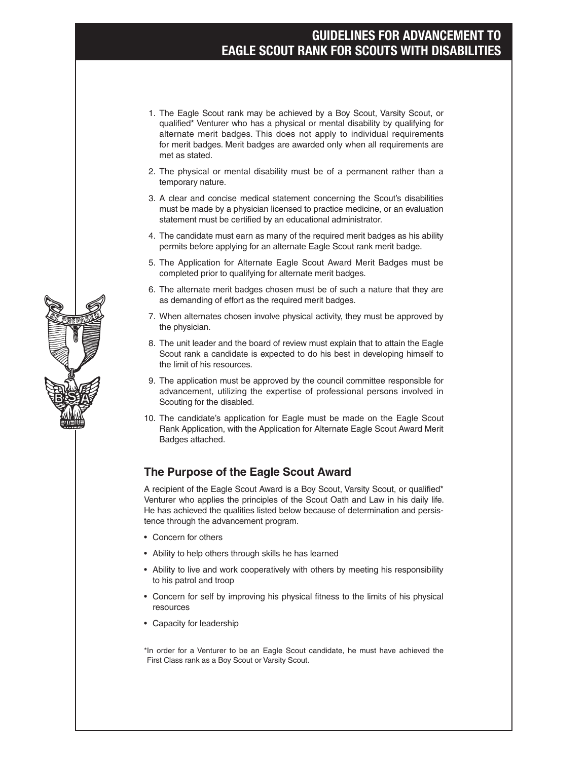# GUIDELINES FOR ADVANCEMENT TO EAGLE SCOUT RANK FOR SCOUTS WITH DISABILITIES

1. The Eagle Scout rank may be achieved by a Boy Scout, Varsity Scout, or qualified* Venturer who has a physical or mental disability by qualifying for alternate merit badges. This does not apply to individual requirements for merit badges. Merit badges are awarded only when all requirements are met as stated.
2. The physical or mental disability must be of a permanent rather than a temporary nature.
3. A clear and concise medical statement concerning the Scout's disabilities must be made by a physician licensed to practice medicine, or an evaluation statement must be certified by an educational administrator.
4. The candidate must earn as many of the required merit badges as his ability permits before applying for an alternate Eagle Scout rank merit badge.
5. The Application for Alternate Eagle Scout Award Merit Badges must be completed prior to qualifying for alternate merit badges.
6. The alternate merit badges chosen must be of such a nature that they are as demanding of effort as the required merit badges.
7. When alternates chosen involve physical activity, they must be approved by the physician.
8. The unit leader and the board of review must explain that to attain the Eagle Scout rank a candidate is expected to do his best in developing himself to the limit of his resources.
9. The application must be approved by the council committee responsible for advancement, utilizing the expertise of professional persons involved in Scouting for the disabled.
10. The candidate's application for Eagle must be made on the Eagle Scout Rank Application, with the Application for Alternate Eagle Scout Award Merit Badges attached.

## The Purpose of the Eagle Scout Award

A recipient of the Eagle Scout Award is a Boy Scout, Varsity Scout, or qualified* Venturer who applies the principles of the Scout Oath and Law in his daily life. He has achieved the qualities listed below because of determination and persistence through the advancement program.

- Concern for others
- Ability to help others through skills he has learned
- Ability to live and work cooperatively with others by meeting his responsibility to his patrol and troop
- Concern for self by improving his physical fitness to the limits of his physical resources
- Capacity for leadership

*In order for a Venturer to be an Eagle Scout candidate, he must have achieved the First Class rank as a Boy Scout or Varsity Scout.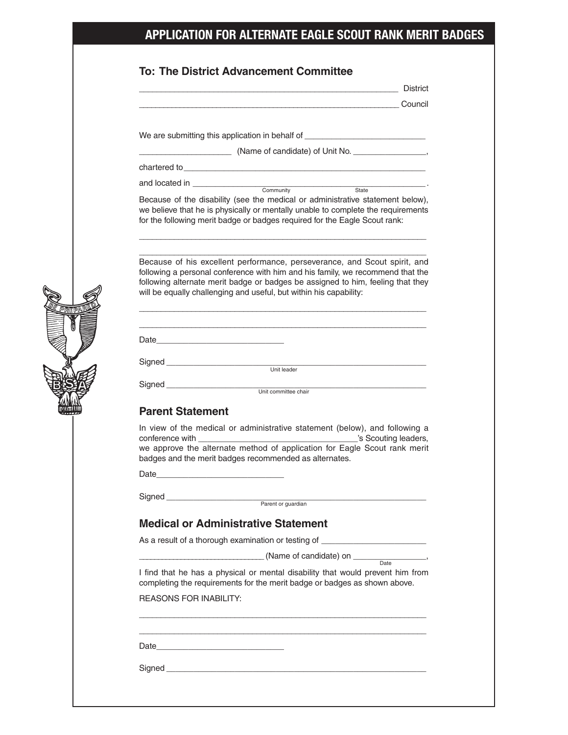# APPLICATION FOR ALTERNATE EAGLE SCOUT RANK MERIT BADGES

## To: The District Advancement Committee

_______________________________________________ District

_______________________________________________ Council

We are submitting this application in behalf of _______________________

_________________ (Name of candidate) of Unit No. ______________,

chartered to _______________________________________________

and located in _______________________________________________.
Community State

Because of the disability (see the medical or administrative statement below), we believe that he is physically or mentally unable to complete the requirements for the following merit badge or badges required for the Eagle Scout rank:

_______________________________________________

_______________________________________________

Because of his excellent performance, perseverance, and Scout spirit, and following a personal conference with him and his family, we recommend that the following alternate merit badge or badges be assigned to him, feeling that they will be equally challenging and useful, but within his capability:

_______________________________________________

_______________________________________________

Date_________________________

Signed _______________________________________________
Unit leader

Signed _______________________________________________
Unit committee chair

## Parent Statement

In view of the medical or administrative statement (below), and following a conference with ______________________________'s Scouting leaders, we approve the alternate method of application for Eagle Scout rank merit badges and the merit badges recommended as alternates.

Date_________________________

Signed _______________________________________________
Parent or guardian

## Medical or Administrative Statement

As a result of a thorough examination or testing of ____________________

__________________________ (Name of candidate) on ______________,
Date

I find that he has a physical or mental disability that would prevent him from completing the requirements for the merit badge or badges as shown above.

REASONS FOR INABILITY:

_______________________________________________

_______________________________________________

Date_________________________

Signed _______________________________________________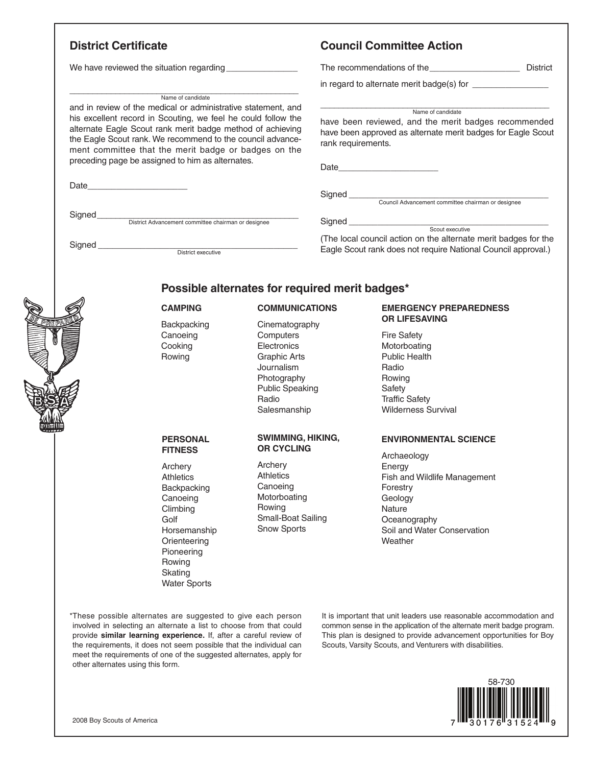## District Certificate

We have reviewed the situation regarding _______________

_____________________________________________
Name of candidate

and in review of the medical or administrative statement, and his excellent record in Scouting, we feel he could follow the alternate Eagle Scout rank merit badge method of achieving the Eagle Scout rank. We recommend to the council advancement committee that the merit badge or badges on the preceding page be assigned to him as alternates.

Date_____________________

Signed_____________________________________________
District Advancement committee chairman or designee

Signed _____________________________________________
District executive

## Council Committee Action

The recommendations of the___________________ District

in regard to alternate merit badge(s) for ________________

_____________________________________________
Name of candidate

have been reviewed, and the merit badges recommended have been approved as alternate merit badges for Eagle Scout rank requirements.

Date_____________________

Signed _____________________________________________
Council Advancement committee chairman or designee

Signed _____________________________________________
Scout executive

(The local council action on the alternate merit badges for the Eagle Scout rank does not require National Council approval.)

## Possible alternates for required merit badges*

**CAMPING**

- Backpacking
- Canoeing
- Cooking
- Rowing

**COMMUNICATIONS**

- Cinematography
- Computers
- Electronics
- Graphic Arts
- Journalism
- Photography
- Public Speaking
- Radio
- Salesmanship

**EMERGENCY PREPAREDNESS OR LIFESAVING**

- Fire Safety
- Motorboating
- Public Health
- Radio
- Rowing
- Safety
- Traffic Safety
- Wilderness Survival

**PERSONAL FITNESS**

- Archery
- Athletics
- Backpacking
- Canoeing
- Climbing
- Golf
- Horsemanship
- Orienteering
- Pioneering
- Rowing
- Skating
- Water Sports

**SWIMMING, HIKING, OR CYCLING**

- Archery
- Athletics
- Canoeing
- Motorboating
- Rowing
- Small-Boat Sailing
- Snow Sports

**ENVIRONMENTAL SCIENCE**

- Archaeology
- Energy
- Fish and Wildlife Management
- Forestry
- Geology
- Nature
- Oceanography
- Soil and Water Conservation
- Weather

*These possible alternates are suggested to give each person involved in selecting an alternate a list to choose from that could provide **similar learning experience.** If, after a careful review of the requirements, it does not seem possible that the individual can meet the requirements of one of the suggested alternates, apply for other alternates using this form.

It is important that unit leaders use reasonable accommodation and common sense in the application of the alternate merit badge program. This plan is designed to provide advancement opportunities for Boy Scouts, Varsity Scouts, and Venturers with disabilities.

58-730

7 30176 31524 9

2008 Boy Scouts of America